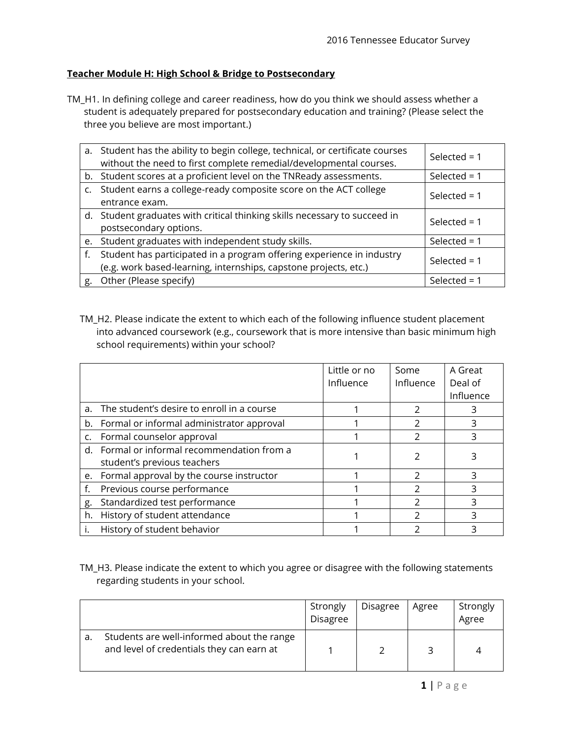**Teacher Module H: High School & Bridge to Postsecondary**

TM_H1. In defining college and career readiness, how do you think we should assess whether a student is adequately prepared for postsecondary education and training? (Please select the three you believe are most important.)

| | |
|---|---|
| a. Student has the ability to begin college, technical, or certificate courses without the need to first complete remedial/developmental courses. | Selected = 1 |
| b. Student scores at a proficient level on the TNReady assessments. | Selected = 1 |
| c. Student earns a college-ready composite score on the ACT college entrance exam. | Selected = 1 |
| d. Student graduates with critical thinking skills necessary to succeed in postsecondary options. | Selected = 1 |
| e. Student graduates with independent study skills. | Selected = 1 |
| f. Student has participated in a program offering experience in industry (e.g. work based-learning, internships, capstone projects, etc.) | Selected = 1 |
| g. Other (Please specify) | Selected = 1 |

TM_H2. Please indicate the extent to which each of the following influence student placement into advanced coursework (e.g., coursework that is more intensive than basic minimum high school requirements) within your school?

| | Little or no Influence | Some Influence | A Great Deal of Influence |
|---|---|---|---|
| a. The student's desire to enroll in a course | 1 | 2 | 3 |
| b. Formal or informal administrator approval | 1 | 2 | 3 |
| c. Formal counselor approval | 1 | 2 | 3 |
| d. Formal or informal recommendation from a student's previous teachers | 1 | 2 | 3 |
| e. Formal approval by the course instructor | 1 | 2 | 3 |
| f. Previous course performance | 1 | 2 | 3 |
| g. Standardized test performance | 1 | 2 | 3 |
| h. History of student attendance | 1 | 2 | 3 |
| i. History of student behavior | 1 | 2 | 3 |

TM_H3. Please indicate the extent to which you agree or disagree with the following statements regarding students in your school.

| | Strongly Disagree | Disagree | Agree | Strongly Agree |
|---|---|---|---|---|
| a. Students are well-informed about the range and level of credentials they can earn at | 1 | 2 | 3 | 4 |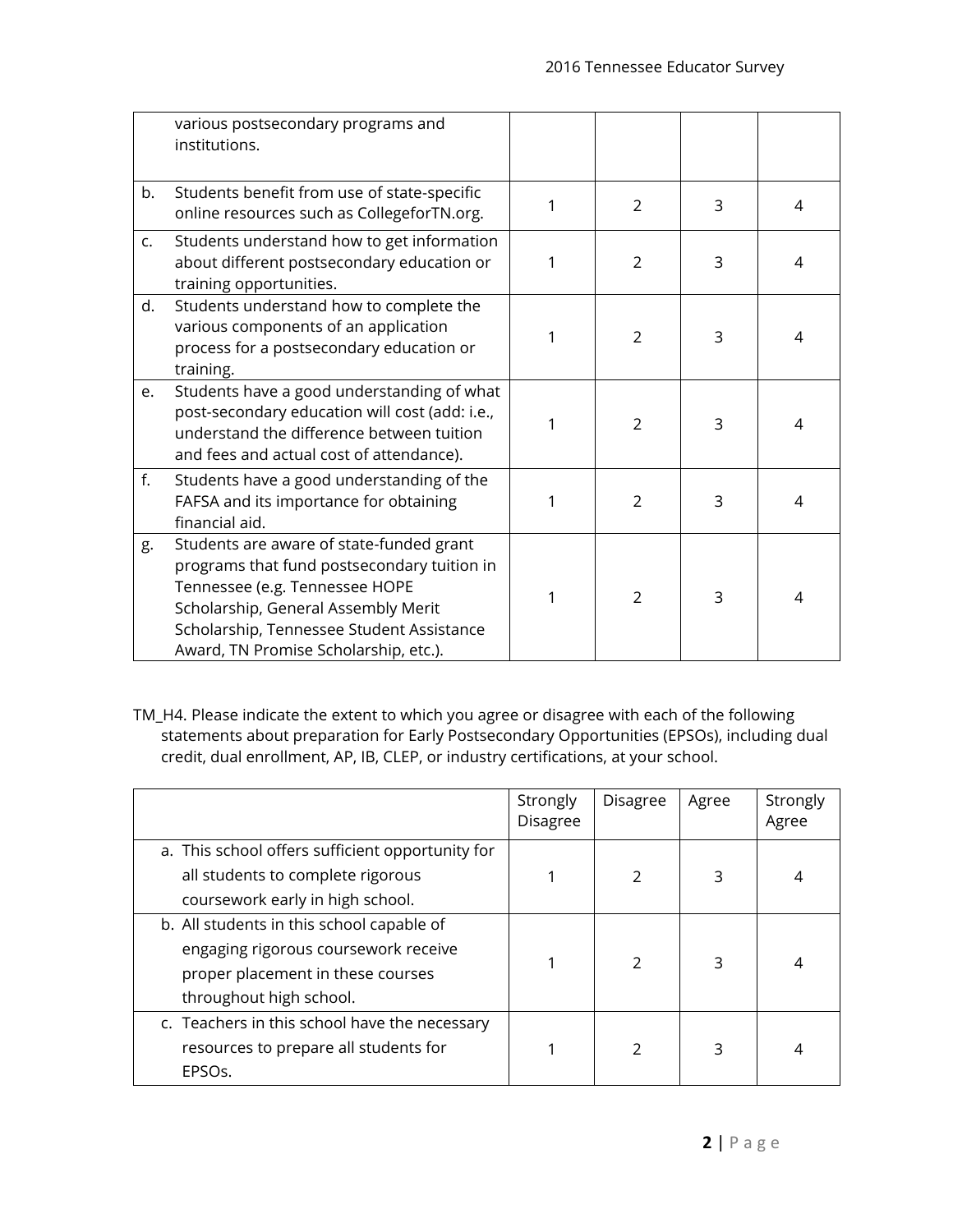| | | | | |
|---|---|---|---|---|
| various postsecondary programs and institutions. | | | | |
| b. Students benefit from use of state-specific online resources such as CollegeforTN.org. | 1 | 2 | 3 | 4 |
| c. Students understand how to get information about different postsecondary education or training opportunities. | 1 | 2 | 3 | 4 |
| d. Students understand how to complete the various components of an application process for a postsecondary education or training. | 1 | 2 | 3 | 4 |
| e. Students have a good understanding of what post-secondary education will cost (add: i.e., understand the difference between tuition and fees and actual cost of attendance). | 1 | 2 | 3 | 4 |
| f. Students have a good understanding of the FAFSA and its importance for obtaining financial aid. | 1 | 2 | 3 | 4 |
| g. Students are aware of state-funded grant programs that fund postsecondary tuition in Tennessee (e.g. Tennessee HOPE Scholarship, General Assembly Merit Scholarship, Tennessee Student Assistance Award, TN Promise Scholarship, etc.). | 1 | 2 | 3 | 4 |

TM_H4. Please indicate the extent to which you agree or disagree with each of the following statements about preparation for Early Postsecondary Opportunities (EPSOs), including dual credit, dual enrollment, AP, IB, CLEP, or industry certifications, at your school.

| | Strongly Disagree | Disagree | Agree | Strongly Agree |
|---|---|---|---|---|
| a. This school offers sufficient opportunity for all students to complete rigorous coursework early in high school. | 1 | 2 | 3 | 4 |
| b. All students in this school capable of engaging rigorous coursework receive proper placement in these courses throughout high school. | 1 | 2 | 3 | 4 |
| c. Teachers in this school have the necessary resources to prepare all students for EPSOs. | 1 | 2 | 3 | 4 |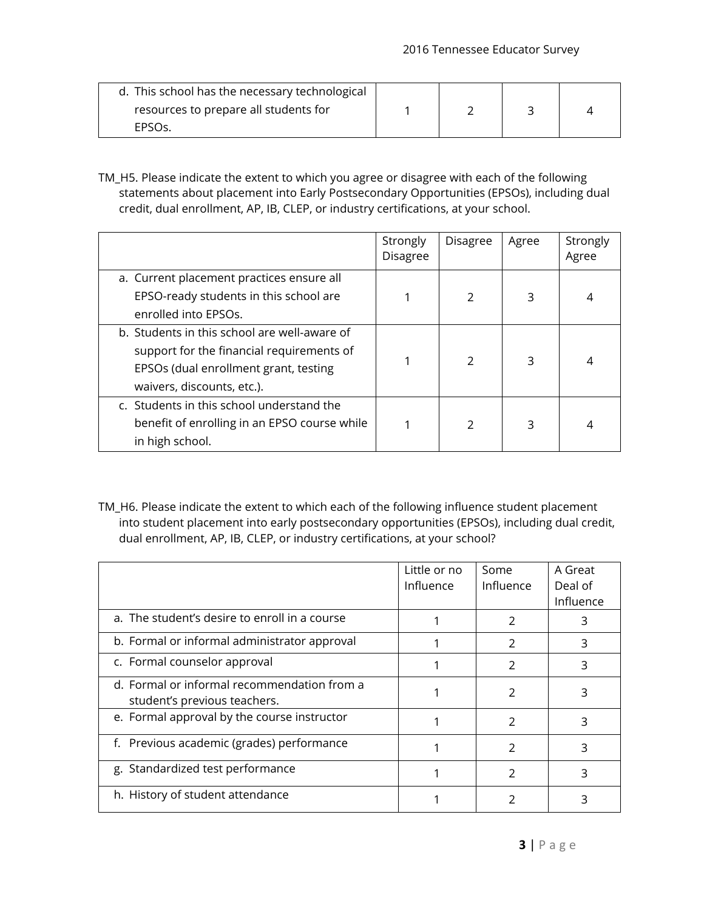| | | | | |
|---|---|---|---|---|
| d. This school has the necessary technological resources to prepare all students for EPSOs. | 1 | 2 | 3 | 4 |

TM_H5. Please indicate the extent to which you agree or disagree with each of the following statements about placement into Early Postsecondary Opportunities (EPSOs), including dual credit, dual enrollment, AP, IB, CLEP, or industry certifications, at your school.

| | Strongly Disagree | Disagree | Agree | Strongly Agree |
|---|---|---|---|---|
| a. Current placement practices ensure all EPSO-ready students in this school are enrolled into EPSOs. | 1 | 2 | 3 | 4 |
| b. Students in this school are well-aware of support for the financial requirements of EPSOs (dual enrollment grant, testing waivers, discounts, etc.). | 1 | 2 | 3 | 4 |
| c. Students in this school understand the benefit of enrolling in an EPSO course while in high school. | 1 | 2 | 3 | 4 |

TM_H6. Please indicate the extent to which each of the following influence student placement into student placement into early postsecondary opportunities (EPSOs), including dual credit, dual enrollment, AP, IB, CLEP, or industry certifications, at your school?

| | Little or no Influence | Some Influence | A Great Deal of Influence |
|---|---|---|---|
| a. The student's desire to enroll in a course | 1 | 2 | 3 |
| b. Formal or informal administrator approval | 1 | 2 | 3 |
| c. Formal counselor approval | 1 | 2 | 3 |
| d. Formal or informal recommendation from a student's previous teachers. | 1 | 2 | 3 |
| e. Formal approval by the course instructor | 1 | 2 | 3 |
| f. Previous academic (grades) performance | 1 | 2 | 3 |
| g. Standardized test performance | 1 | 2 | 3 |
| h. History of student attendance | 1 | 2 | 3 |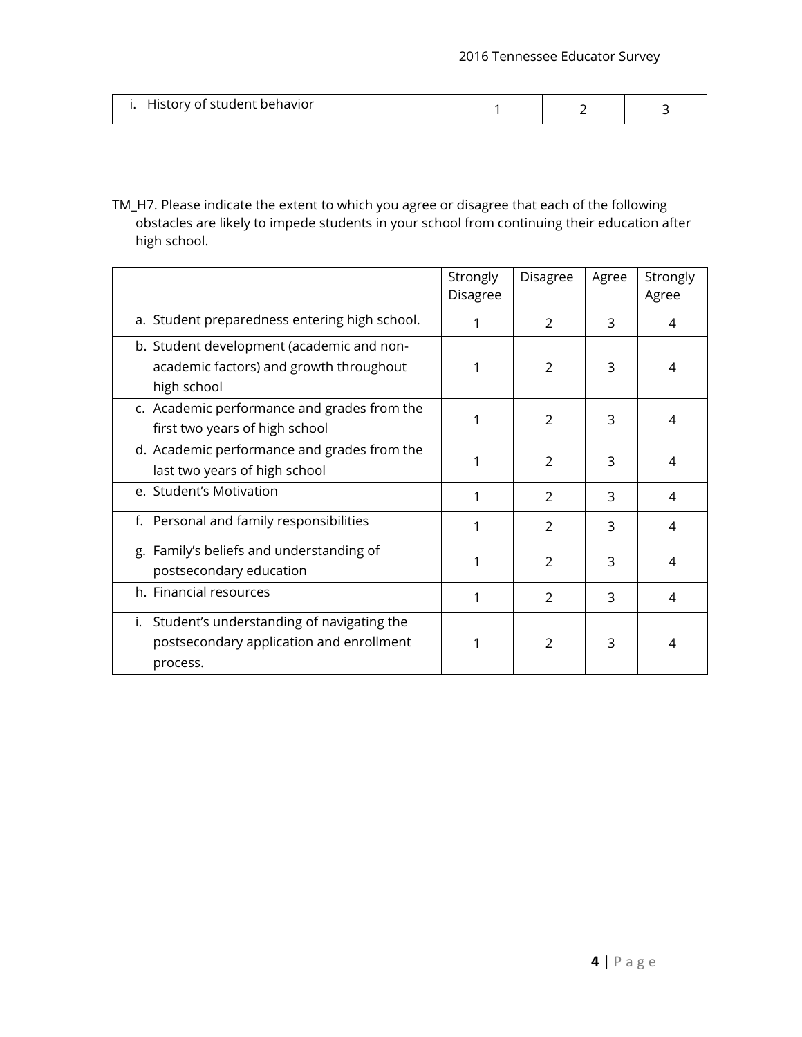| | | | |
|---|---|---|---|
| i. History of student behavior | 1 | 2 | 3 |

TM_H7. Please indicate the extent to which you agree or disagree that each of the following obstacles are likely to impede students in your school from continuing their education after high school.

| | Strongly Disagree | Disagree | Agree | Strongly Agree |
|---|---|---|---|---|
| a. Student preparedness entering high school. | 1 | 2 | 3 | 4 |
| b. Student development (academic and non-academic factors) and growth throughout high school | 1 | 2 | 3 | 4 |
| c. Academic performance and grades from the first two years of high school | 1 | 2 | 3 | 4 |
| d. Academic performance and grades from the last two years of high school | 1 | 2 | 3 | 4 |
| e. Student's Motivation | 1 | 2 | 3 | 4 |
| f. Personal and family responsibilities | 1 | 2 | 3 | 4 |
| g. Family's beliefs and understanding of postsecondary education | 1 | 2 | 3 | 4 |
| h. Financial resources | 1 | 2 | 3 | 4 |
| i. Student's understanding of navigating the postsecondary application and enrollment process. | 1 | 2 | 3 | 4 |